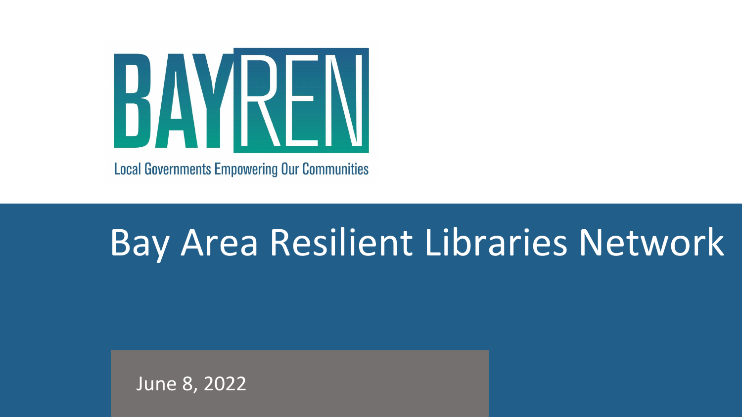BAYREN

Local Governments Empowering Our Communities

# Bay Area Resilient Libraries Network

June 8, 2022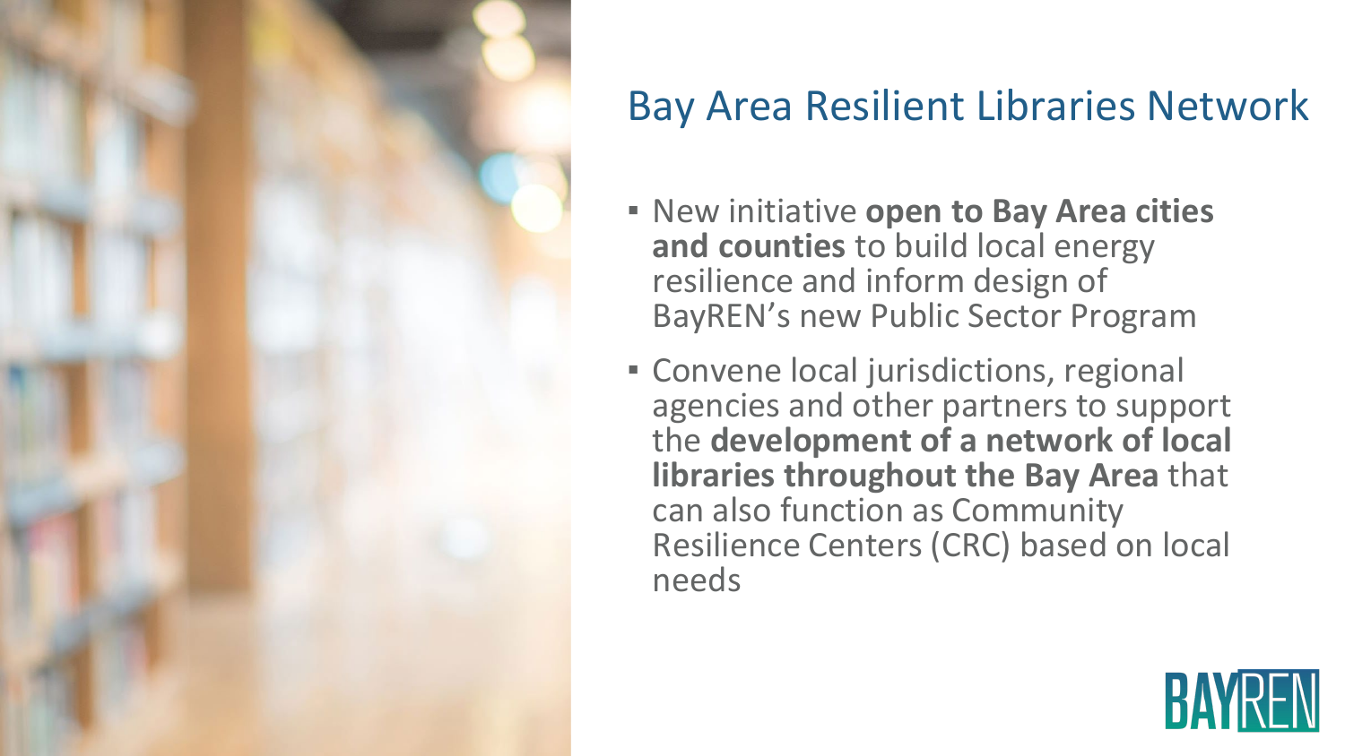# Bay Area Resilient Libraries Network

- New initiative **open to Bay Area cities and counties** to build local energy resilience and inform design of BayREN's new Public Sector Program
- Convene local jurisdictions, regional agencies and other partners to support the **development of a network of local libraries throughout the Bay Area** that can also function as Community Resilience Centers (CRC) based on local needs

BAYREN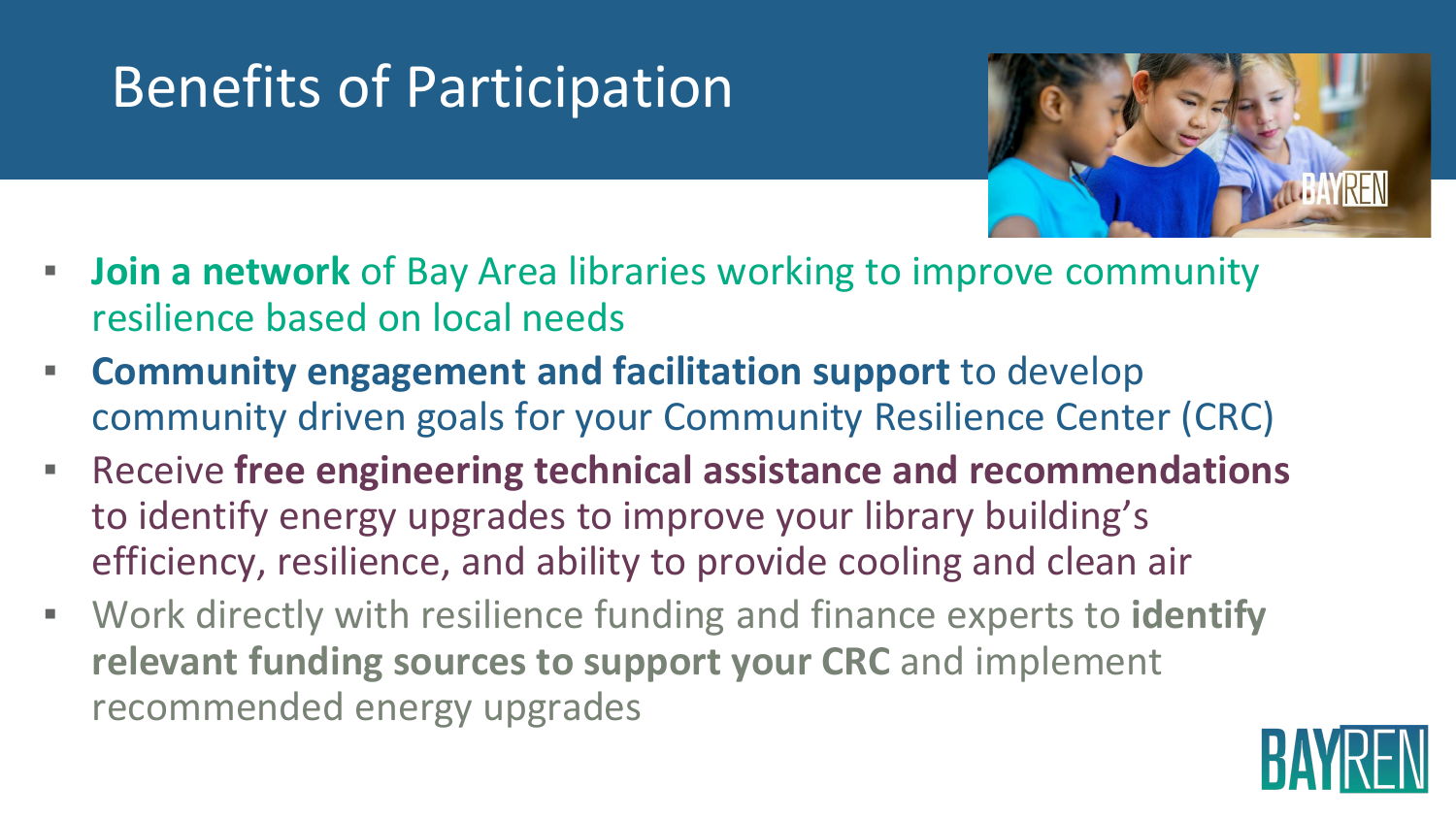# Benefits of Participation

- **Join a network** of Bay Area libraries working to improve community resilience based on local needs
- **Community engagement and facilitation support** to develop community driven goals for your Community Resilience Center (CRC)
- Receive **free engineering technical assistance and recommendations** to identify energy upgrades to improve your library building's efficiency, resilience, and ability to provide cooling and clean air
- Work directly with resilience funding and finance experts to **identify relevant funding sources to support your CRC** and implement recommended energy upgrades

BAYREN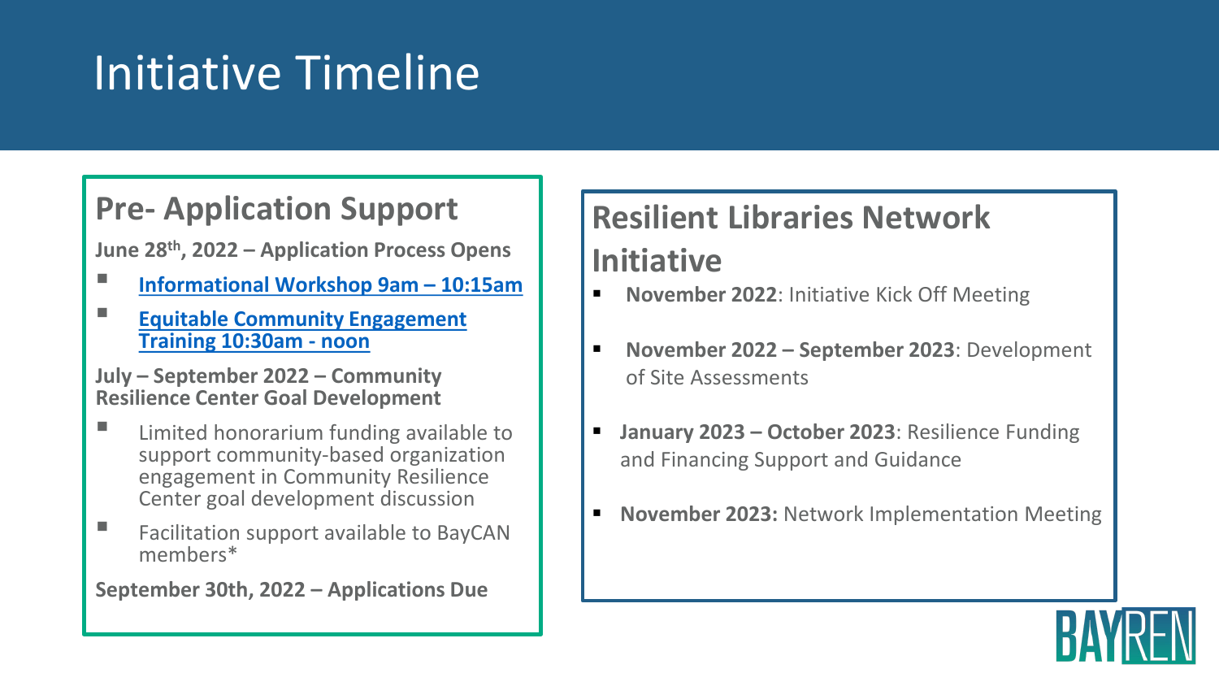# Initiative Timeline

## Pre- Application Support

**June 28th, 2022 – Application Process Opens**

- **Informational Workshop 9am – 10:15am**
- **Equitable Community Engagement Training 10:30am - noon**

**July – September 2022 – Community Resilience Center Goal Development**

- Limited honorarium funding available to support community-based organization engagement in Community Resilience Center goal development discussion
- Facilitation support available to BayCAN members*

**September 30th, 2022 – Applications Due**

## Resilient Libraries Network Initiative

- **November 2022**: Initiative Kick Off Meeting
- **November 2022 – September 2023**: Development of Site Assessments
- **January 2023 – October 2023**: Resilience Funding and Financing Support and Guidance
- **November 2023:** Network Implementation Meeting

BAYREN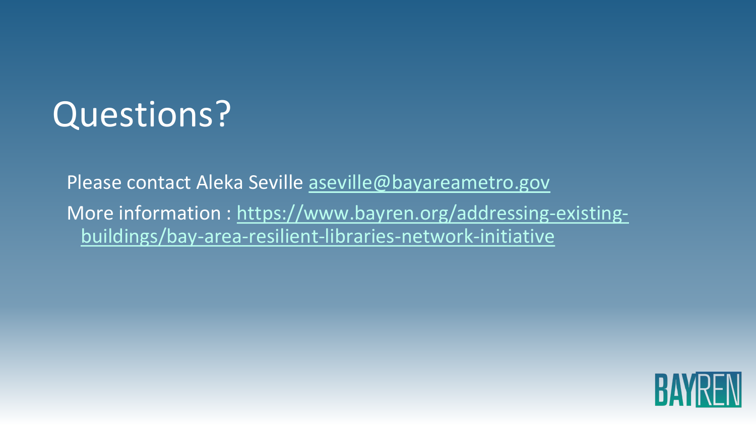# Questions?

Please contact Aleka Seville aseville@bayareametro.gov

More information : https://www.bayren.org/addressing-existing-buildings/bay-area-resilient-libraries-network-initiative

BAYREN